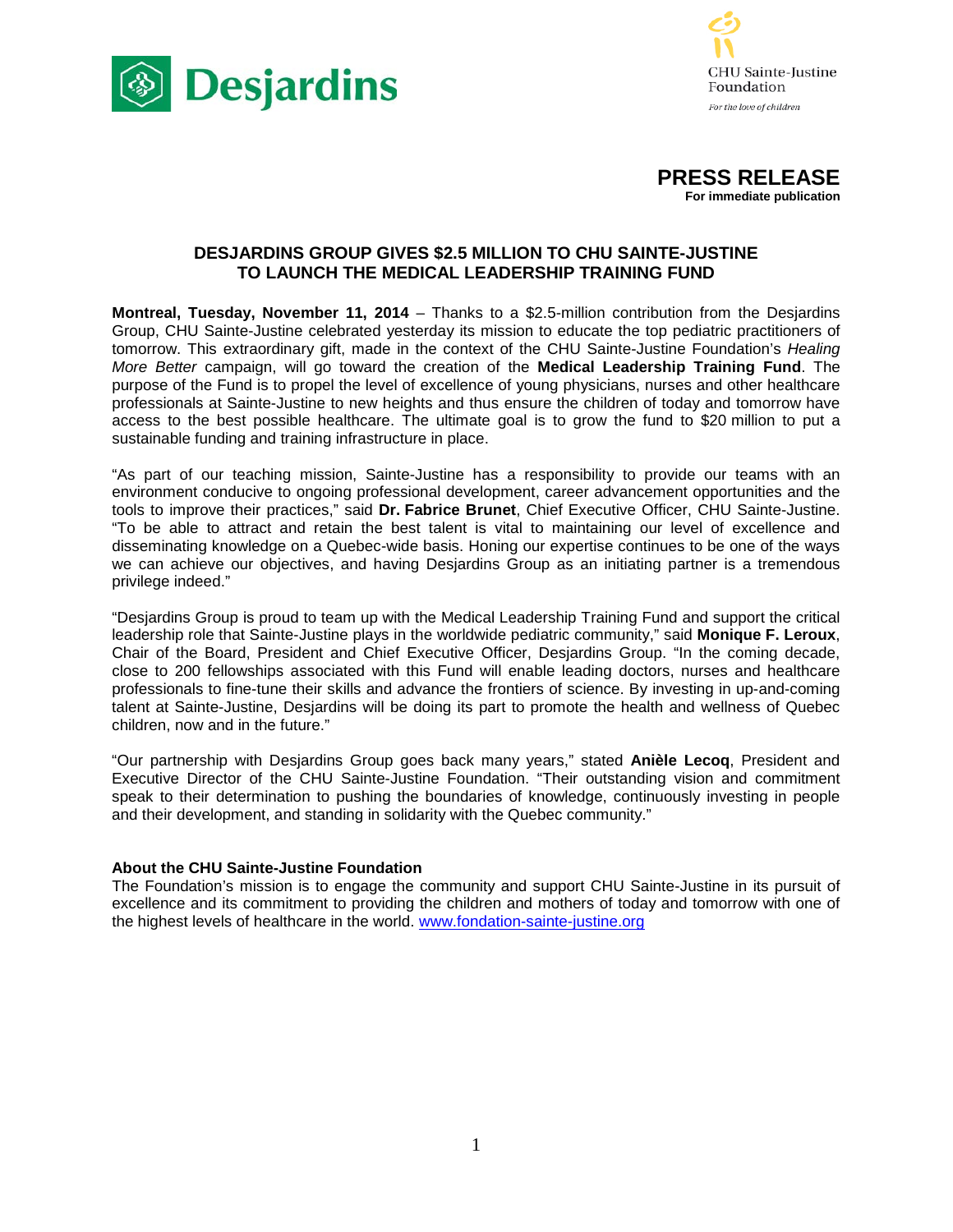Desjardins

CHU Sainte-Justine Foundation

*For the love of children*

**PRESS RELEASE**
**For immediate publication**

## DESJARDINS GROUP GIVES $2.5 MILLION TO CHU SAINTE-JUSTINE TO LAUNCH THE MEDICAL LEADERSHIP TRAINING FUND

**Montreal, Tuesday, November 11, 2014** – Thanks to a $2.5-million contribution from the Desjardins Group, CHU Sainte-Justine celebrated yesterday its mission to educate the top pediatric practitioners of tomorrow. This extraordinary gift, made in the context of the CHU Sainte-Justine Foundation's *Healing More Better* campaign, will go toward the creation of the **Medical Leadership Training Fund**. The purpose of the Fund is to propel the level of excellence of young physicians, nurses and other healthcare professionals at Sainte-Justine to new heights and thus ensure the children of today and tomorrow have access to the best possible healthcare. The ultimate goal is to grow the fund to $20 million to put a sustainable funding and training infrastructure in place.

"As part of our teaching mission, Sainte-Justine has a responsibility to provide our teams with an environment conducive to ongoing professional development, career advancement opportunities and the tools to improve their practices," said **Dr. Fabrice Brunet**, Chief Executive Officer, CHU Sainte-Justine. "To be able to attract and retain the best talent is vital to maintaining our level of excellence and disseminating knowledge on a Quebec-wide basis. Honing our expertise continues to be one of the ways we can achieve our objectives, and having Desjardins Group as an initiating partner is a tremendous privilege indeed."

"Desjardins Group is proud to team up with the Medical Leadership Training Fund and support the critical leadership role that Sainte-Justine plays in the worldwide pediatric community," said **Monique F. Leroux**, Chair of the Board, President and Chief Executive Officer, Desjardins Group. "In the coming decade, close to 200 fellowships associated with this Fund will enable leading doctors, nurses and healthcare professionals to fine-tune their skills and advance the frontiers of science. By investing in up-and-coming talent at Sainte-Justine, Desjardins will be doing its part to promote the health and wellness of Quebec children, now and in the future."

"Our partnership with Desjardins Group goes back many years," stated **Anièle Lecoq**, President and Executive Director of the CHU Sainte-Justine Foundation. "Their outstanding vision and commitment speak to their determination to pushing the boundaries of knowledge, continuously investing in people and their development, and standing in solidarity with the Quebec community."

**About the CHU Sainte-Justine Foundation**
The Foundation's mission is to engage the community and support CHU Sainte-Justine in its pursuit of excellence and its commitment to providing the children and mothers of today and tomorrow with one of the highest levels of healthcare in the world. www.fondation-sainte-justine.org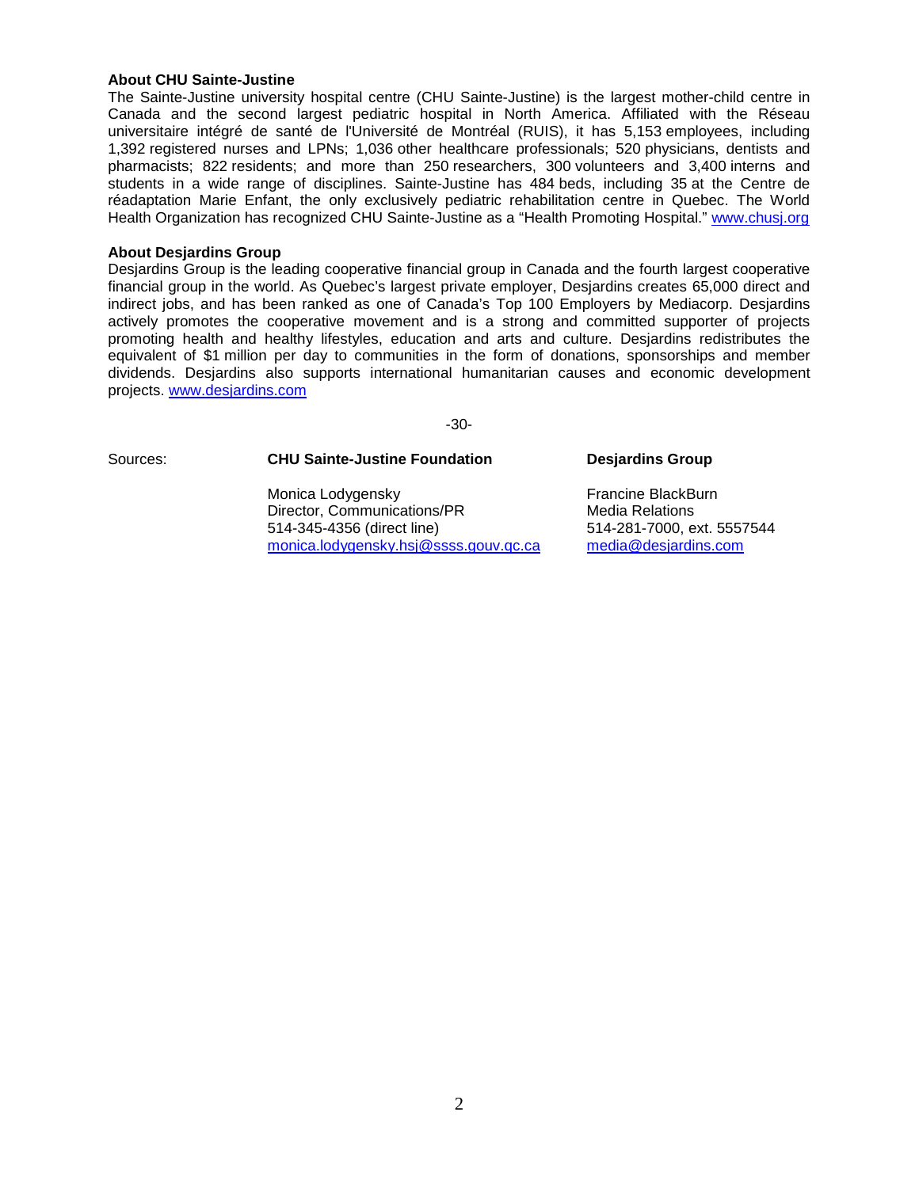**About CHU Sainte-Justine**

The Sainte-Justine university hospital centre (CHU Sainte-Justine) is the largest mother-child centre in Canada and the second largest pediatric hospital in North America. Affiliated with the Réseau universitaire intégré de santé de l'Université de Montréal (RUIS), it has 5,153 employees, including 1,392 registered nurses and LPNs; 1,036 other healthcare professionals; 520 physicians, dentists and pharmacists; 822 residents; and more than 250 researchers, 300 volunteers and 3,400 interns and students in a wide range of disciplines. Sainte-Justine has 484 beds, including 35 at the Centre de réadaptation Marie Enfant, the only exclusively pediatric rehabilitation centre in Quebec. The World Health Organization has recognized CHU Sainte-Justine as a "Health Promoting Hospital." www.chusj.org

**About Desjardins Group**

Desjardins Group is the leading cooperative financial group in Canada and the fourth largest cooperative financial group in the world. As Quebec's largest private employer, Desjardins creates 65,000 direct and indirect jobs, and has been ranked as one of Canada's Top 100 Employers by Mediacorp. Desjardins actively promotes the cooperative movement and is a strong and committed supporter of projects promoting health and healthy lifestyles, education and arts and culture. Desjardins redistributes the equivalent of $1 million per day to communities in the form of donations, sponsorships and member dividends. Desjardins also supports international humanitarian causes and economic development projects. www.desjardins.com

-30-

Sources:

**CHU Sainte-Justine Foundation**

Monica Lodygensky
Director, Communications/PR
514-345-4356 (direct line)
monica.lodygensky.hsj@ssss.gouv.qc.ca

**Desjardins Group**

Francine BlackBurn
Media Relations
514-281-7000, ext. 5557544
media@desjardins.com